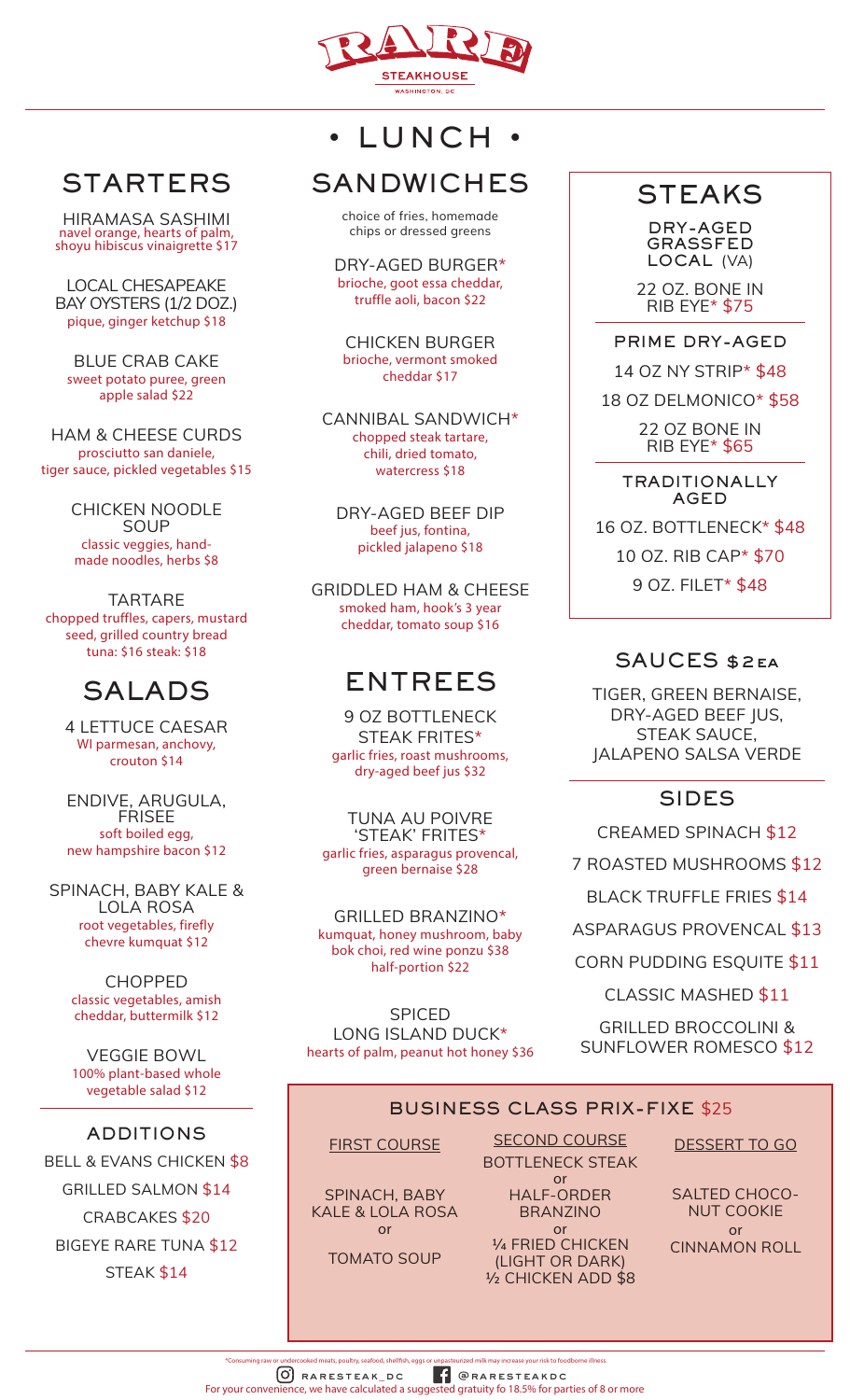# RARE STEAKHOUSE

WASHINGTON, DC

# • LUNCH •

## STARTERS

HIRAMASA SASHIMI
navel orange, hearts of palm, shoyu hibiscus vinaigrette $17

LOCAL CHESAPEAKE BAY OYSTERS (1/2 DOZ.)
pique, ginger ketchup $18

BLUE CRAB CAKE
sweet potato puree, green apple salad $22

HAM & CHEESE CURDS
prosciutto san daniele, tiger sauce, pickled vegetables $15

CHICKEN NOODLE SOUP
classic veggies, hand-made noodles, herbs $8

TARTARE
chopped truffles, capers, mustard seed, grilled country bread
tuna: $16 steak: $18

## SALADS

4 LETTUCE CAESAR
WI parmesan, anchovy, crouton $14

ENDIVE, ARUGULA, FRISEE
soft boiled egg, new hampshire bacon $12

SPINACH, BABY KALE & LOLA ROSA
root vegetables, firefly chevre kumquat $12

CHOPPED
classic vegetables, amish cheddar, buttermilk $12

VEGGIE BOWL
100% plant-based whole vegetable salad $12

### ADDITIONS

BELL & EVANS CHICKEN $8
GRILLED SALMON $14
CRABCAKES $20
BIGEYE RARE TUNA $12
STEAK $14

## SANDWICHES

choice of fries, homemade chips or dressed greens

DRY-AGED BURGER*
brioche, goot essa cheddar, truffle aioli, bacon $22

CHICKEN BURGER
brioche, vermont smoked cheddar $17

CANNIBAL SANDWICH*
chopped steak tartare, chili, dried tomato, watercress $18

DRY-AGED BEEF DIP
beef jus, fontina, pickled jalapeno $18

GRIDDLED HAM & CHEESE
smoked ham, hook's 3 year cheddar, tomato soup $16

## ENTREES

9 OZ BOTTLENECK STEAK FRITES*
garlic fries, roast mushrooms, dry-aged beef jus $32

TUNA AU POIVRE 'STEAK' FRITES*
garlic fries, asparagus provencal, green bernaise $28

GRILLED BRANZINO*
kumquat, honey mushroom, baby bok choi, red wine ponzu $38
half-portion $22

SPICED LONG ISLAND DUCK*
hearts of palm, peanut hot honey $36

## STEAKS

### DRY-AGED GRASSFED LOCAL (VA)

22 OZ. BONE IN RIB EYE* $75

### PRIME DRY-AGED

14 OZ NY STRIP* $48
18 OZ DELMONICO* $58
22 OZ BONE IN RIB EYE* $65

### TRADITIONALLY AGED

16 OZ. BOTTLENECK* $48
10 OZ. RIB CAP* $70
9 OZ. FILET* $48

## SAUCES $2 EA

TIGER, GREEN BERNAISE, DRY-AGED BEEF JUS, STEAK SAUCE, JALAPENO SALSA VERDE

## SIDES

CREAMED SPINACH $12
7 ROASTED MUSHROOMS $12
BLACK TRUFFLE FRIES $14
ASPARAGUS PROVENCAL $13
CORN PUDDING ESQUITE $11
CLASSIC MASHED $11
GRILLED BROCCOLINI & SUNFLOWER ROMESCO $12

## BUSINESS CLASS PRIX-FIXE $25

**FIRST COURSE**

SPINACH, BABY KALE & LOLA ROSA
or
TOMATO SOUP

**SECOND COURSE**

BOTTLENECK STEAK
or
HALF-ORDER BRANZINO
or
¼ FRIED CHICKEN (LIGHT OR DARK)
½ CHICKEN ADD $8

**DESSERT TO GO**

SALTED CHOCO-NUT COOKIE
or
CINNAMON ROLL

*Consuming raw or undercooked meats, poultry, seafood, shellfish, eggs or unpasteurized milk may increase your risk to foodborne illness.

RARESTEAK_DC @RARESTEAKDC

For your convenience, we have calculated a suggested gratuity fo 18.5% for parties of 8 or more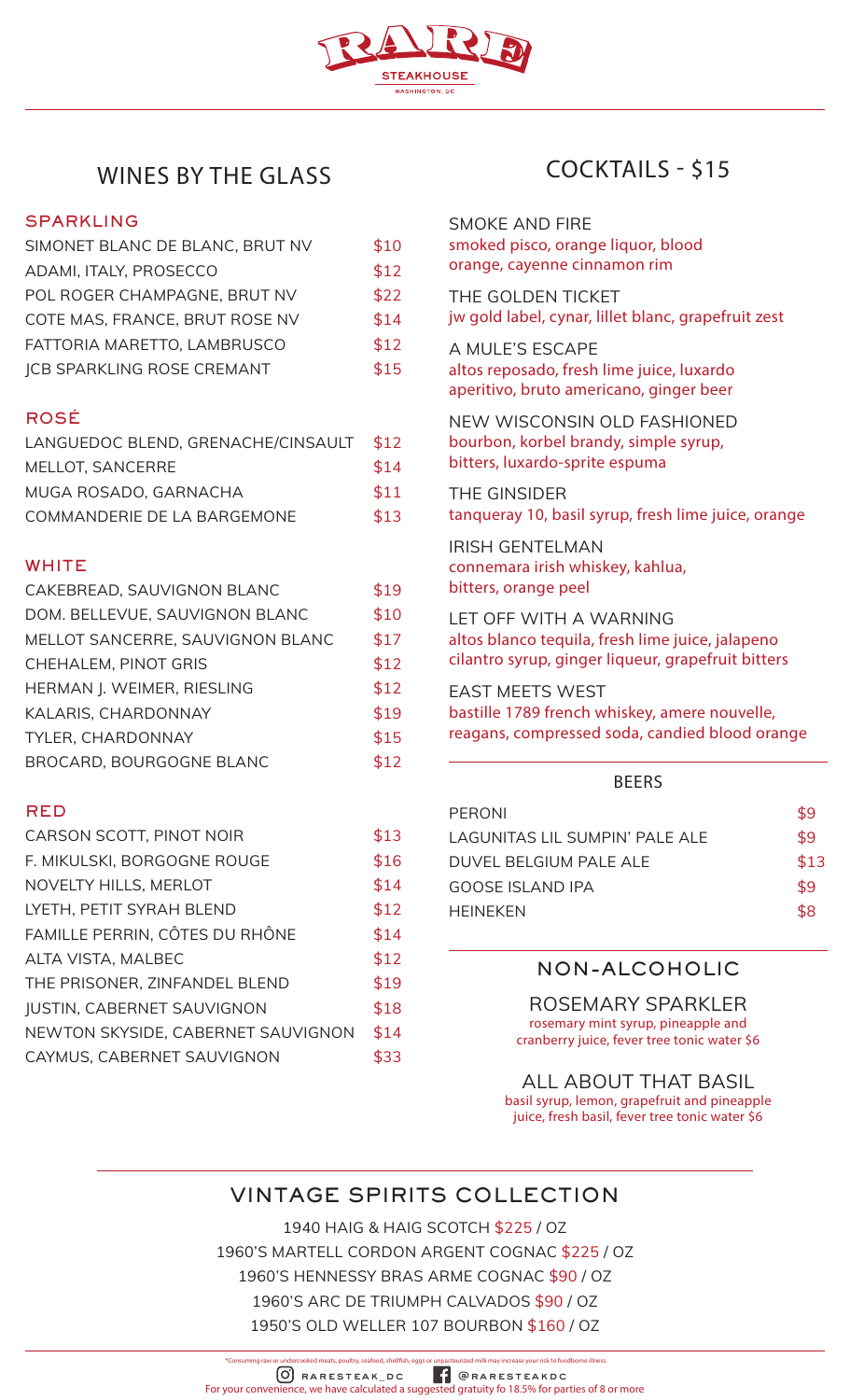# RARE STEAKHOUSE

WASHINGTON, DC

## WINES BY THE GLASS

### SPARKLING

| | |
|---|---|
| SIMONET BLANC DE BLANC, BRUT NV | $10 |
| ADAMI, ITALY, PROSECCO | $12 |
| POL ROGER CHAMPAGNE, BRUT NV | $22 |
| COTE MAS, FRANCE, BRUT ROSE NV | $14 |
| FATTORIA MARETTO, LAMBRUSCO | $12 |
| JCB SPARKLING ROSE CREMANT | $15 |

### ROSÉ

| | |
|---|---|
| LANGUEDOC BLEND, GRENACHE/CINSAULT | $12 |
| MELLOT, SANCERRE | $14 |
| MUGA ROSADO, GARNACHA | $11 |
| COMMANDERIE DE LA BARGEMONE | $13 |

### WHITE

| | |
|---|---|
| CAKEBREAD, SAUVIGNON BLANC | $19 |
| DOM. BELLEVUE, SAUVIGNON BLANC | $10 |
| MELLOT SANCERRE, SAUVIGNON BLANC | $17 |
| CHEHALEM, PINOT GRIS | $12 |
| HERMAN J. WEIMER, RIESLING | $12 |
| KALARIS, CHARDONNAY | $19 |
| TYLER, CHARDONNAY | $15 |
| BROCARD, BOURGOGNE BLANC | $12 |

### RED

| | |
|---|---|
| CARSON SCOTT, PINOT NOIR | $13 |
| F. MIKULSKI, BORGOGNE ROUGE | $16 |
| NOVELTY HILLS, MERLOT | $14 |
| LYETH, PETIT SYRAH BLEND | $12 |
| FAMILLE PERRIN, CÔTES DU RHÔNE | $14 |
| ALTA VISTA, MALBEC | $12 |
| THE PRISONER, ZINFANDEL BLEND | $19 |
| JUSTIN, CABERNET SAUVIGNON | $18 |
| NEWTON SKYSIDE, CABERNET SAUVIGNON | $14 |
| CAYMUS, CABERNET SAUVIGNON | $33 |

## COCKTAILS - $15

**SMOKE AND FIRE**
smoked pisco, orange liquor, blood orange, cayenne cinnamon rim

**THE GOLDEN TICKET**
jw gold label, cynar, lillet blanc, grapefruit zest

**A MULE'S ESCAPE**
altos reposado, fresh lime juice, luxardo aperitivo, bruto americano, ginger beer

**NEW WISCONSIN OLD FASHIONED**
bourbon, korbel brandy, simple syrup, bitters, luxardo-sprite espuma

**THE GINSIDER**
tanqueray 10, basil syrup, fresh lime juice, orange

**IRISH GENTELMAN**
connemara irish whiskey, kahlua, bitters, orange peel

**LET OFF WITH A WARNING**
altos blanco tequila, fresh lime juice, jalapeno cilantro syrup, ginger liqueur, grapefruit bitters

**EAST MEETS WEST**
bastille 1789 french whiskey, amere nouvelle, reagans, compressed soda, candied blood orange

### BEERS

| | |
|---|---|
| PERONI | $9 |
| LAGUNITAS LIL SUMPIN' PALE ALE | $9 |
| DUVEL BELGIUM PALE ALE | $13 |
| GOOSE ISLAND IPA | $9 |
| HEINEKEN | $8 |

### NON-ALCOHOLIC

**ROSEMARY SPARKLER**
rosemary mint syrup, pineapple and cranberry juice, fever tree tonic water $6

**ALL ABOUT THAT BASIL**
basil syrup, lemon, grapefruit and pineapple juice, fresh basil, fever tree tonic water $6

## VINTAGE SPIRITS COLLECTION

1940 HAIG & HAIG SCOTCH $225 / OZ
1960'S MARTELL CORDON ARGENT COGNAC $225 / OZ
1960'S HENNESSY BRAS ARME COGNAC $90 / OZ
1960'S ARC DE TRIUMPH CALVADOS $90 / OZ
1950'S OLD WELLER 107 BOURBON $160 / OZ

*Consuming raw or undercooked meats, poultry, seafood, shellfish, eggs or unpasteurized milk may increase your risk to foodborne illness.

RARESTEAK_DC @RARESTEAKDC

For your convenience, we have calculated a suggested gratuity fo 18.5% for parties of 8 or more